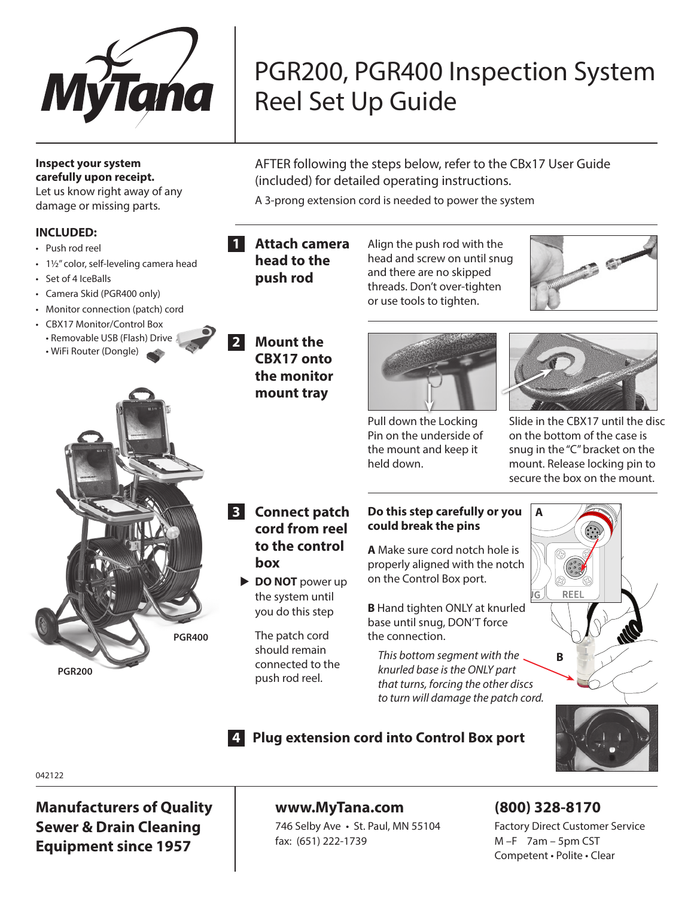# PGR200, PGR400 Inspection System Reel Set Up Guide

**Inspect your system carefully upon receipt.**
Let us know right away of any damage or missing parts.

### INCLUDED:

- Push rod reel
- 1½" color, self-leveling camera head
- Set of 4 IceBalls
- Camera Skid (PGR400 only)
- Monitor connection (patch) cord
- CBX17 Monitor/Control Box
  - Removable USB (Flash) Drive
  - WiFi Router (Dongle)

PGR400

PGR200

AFTER following the steps below, refer to the CBx17 User Guide (included) for detailed operating instructions.

A 3-prong extension cord is needed to power the system

## 1 Attach camera head to the push rod

Align the push rod with the head and screw on until snug and there are no skipped threads. Don't over-tighten or use tools to tighten.

## 2 Mount the CBX17 onto the monitor mount tray

Pull down the Locking Pin on the underside of the mount and keep it held down.

Slide in the CBX17 until the disc on the bottom of the case is snug in the "C" bracket on the mount. Release locking pin to secure the box on the mount.

## 3 Connect patch cord from reel to the control box

- **DO NOT** power up the system until you do this step

The patch cord should remain connected to the push rod reel.

**Do this step carefully or you could break the pins**

**A** Make sure cord notch hole is properly aligned with the notch on the Control Box port.

**B** Hand tighten ONLY at knurled base until snug, DON'T force the connection.

*This bottom segment with the knurled base is the ONLY part that turns, forcing the other discs to turn will damage the patch cord.*

## 4 Plug extension cord into Control Box port

042122

**Manufacturers of Quality Sewer & Drain Cleaning Equipment since 1957**

**www.MyTana.com**
746 Selby Ave • St. Paul, MN 55104
fax: (651) 222-1739

**(800) 328-8170**
Factory Direct Customer Service
M –F 7am – 5pm CST
Competent • Polite • Clear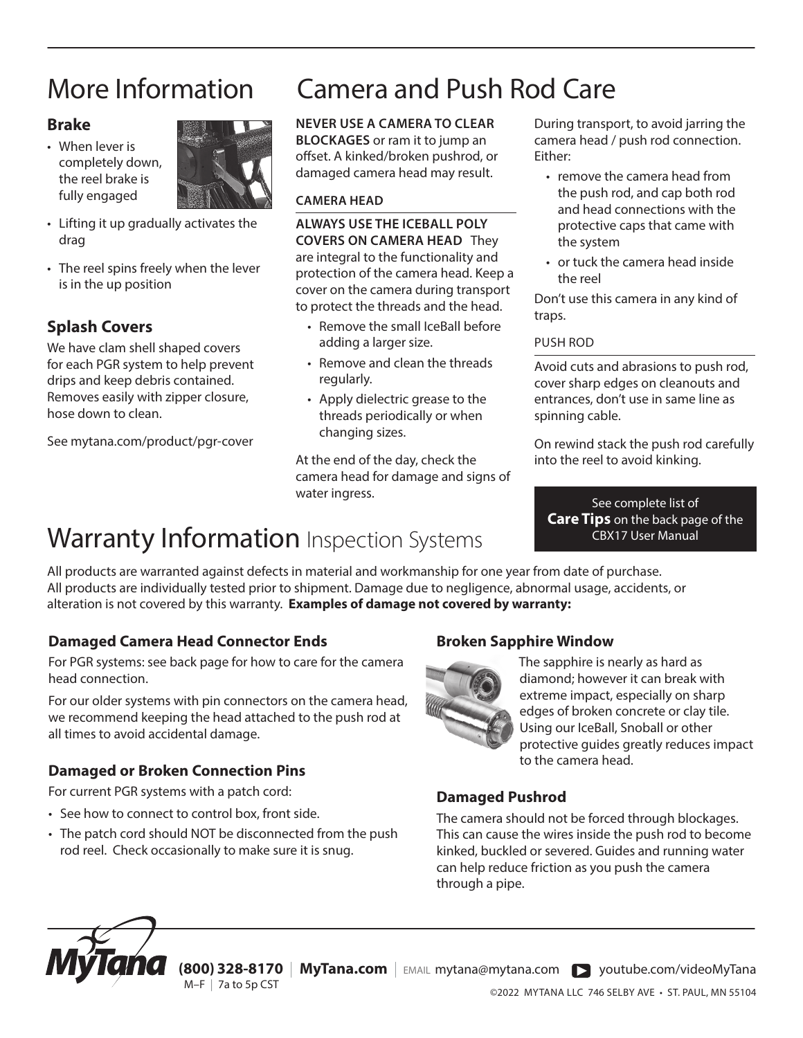# More Information

### Brake

- When lever is completely down, the reel brake is fully engaged
- Lifting it up gradually activates the drag
- The reel spins freely when the lever is in the up position

### Splash Covers

We have clam shell shaped covers for each PGR system to help prevent drips and keep debris contained. Removes easily with zipper closure, hose down to clean.

See mytana.com/product/pgr-cover

# Camera and Push Rod Care

**NEVER USE A CAMERA TO CLEAR BLOCKAGES** or ram it to jump an offset. A kinked/broken pushrod, or damaged camera head may result.

#### CAMERA HEAD

**ALWAYS USE THE ICEBALL POLY COVERS ON CAMERA HEAD** They are integral to the functionality and protection of the camera head. Keep a cover on the camera during transport to protect the threads and the head.

- Remove the small IceBall before adding a larger size.
- Remove and clean the threads regularly.
- Apply dielectric grease to the threads periodically or when changing sizes.

At the end of the day, check the camera head for damage and signs of water ingress.

During transport, to avoid jarring the camera head / push rod connection. Either:

- remove the camera head from the push rod, and cap both rod and head connections with the protective caps that came with the system
- or tuck the camera head inside the reel

Don't use this camera in any kind of traps.

#### PUSH ROD

Avoid cuts and abrasions to push rod, cover sharp edges on cleanouts and entrances, don't use in same line as spinning cable.

On rewind stack the push rod carefully into the reel to avoid kinking.

See complete list of **Care Tips** on the back page of the CBX17 User Manual

# Warranty Information Inspection Systems

All products are warranted against defects in material and workmanship for one year from date of purchase. All products are individually tested prior to shipment. Damage due to negligence, abnormal usage, accidents, or alteration is not covered by this warranty. **Examples of damage not covered by warranty:**

### Damaged Camera Head Connector Ends

For PGR systems: see back page for how to care for the camera head connection.

For our older systems with pin connectors on the camera head, we recommend keeping the head attached to the push rod at all times to avoid accidental damage.

### Damaged or Broken Connection Pins

For current PGR systems with a patch cord:

- See how to connect to control box, front side.
- The patch cord should NOT be disconnected from the push rod reel. Check occasionally to make sure it is snug.

### Broken Sapphire Window

The sapphire is nearly as hard as diamond; however it can break with extreme impact, especially on sharp edges of broken concrete or clay tile. Using our IceBall, Snoball or other protective guides greatly reduces impact to the camera head.

### Damaged Pushrod

The camera should not be forced through blockages. This can cause the wires inside the push rod to become kinked, buckled or severed. Guides and running water can help reduce friction as you push the camera through a pipe.

MyTana **(800) 328-8170** M–F | 7a to 5p CST | **MyTana.com** | EMAIL mytana@mytana.com | youtube.com/videoMyTana

©2022 MYTANA LLC 746 SELBY AVE • ST. PAUL, MN 55104